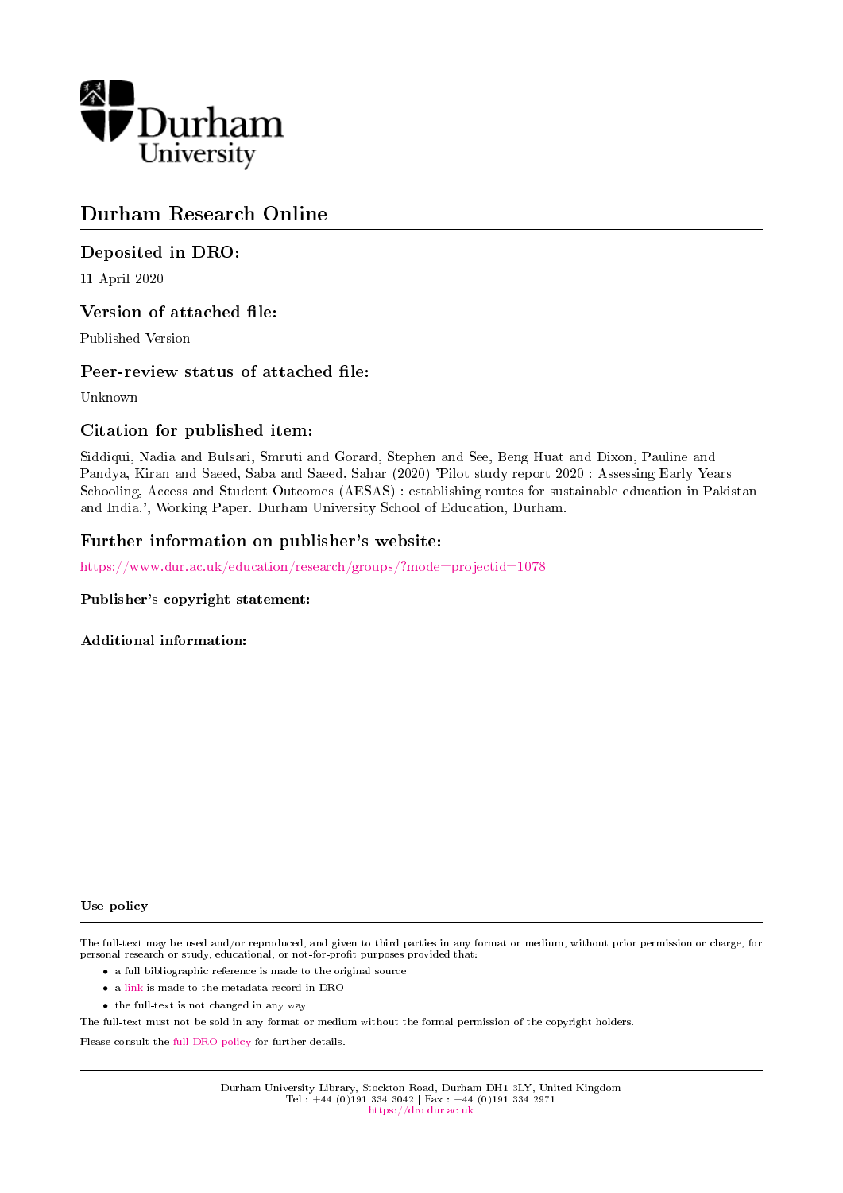Durham University

# Durham Research Online

## Deposited in DRO:

11 April 2020

## Version of attached file:

Published Version

## Peer-review status of attached file:

Unknown

## Citation for published item:

Siddiqui, Nadia and Bulsari, Smruti and Gorard, Stephen and See, Beng Huat and Dixon, Pauline and Pandya, Kiran and Saeed, Saba and Saeed, Sahar (2020) 'Pilot study report 2020 : Assessing Early Years Schooling, Access and Student Outcomes (AESAS) : establishing routes for sustainable education in Pakistan and India.', Working Paper. Durham University School of Education, Durham.

## Further information on publisher's website:

https://www.dur.ac.uk/education/research/groups/?mode=projectid=1078

**Publisher's copyright statement:**

**Additional information:**

**Use policy**

The full-text may be used and/or reproduced, and given to third parties in any format or medium, without prior permission or charge, for personal research or study, educational, or not-for-profit purposes provided that:

- a full bibliographic reference is made to the original source
- a link is made to the metadata record in DRO
- the full-text is not changed in any way

The full-text must not be sold in any format or medium without the formal permission of the copyright holders.

Please consult the full DRO policy for further details.

Durham University Library, Stockton Road, Durham DH1 3LY, United Kingdom
Tel : +44 (0)191 334 3042 | Fax : +44 (0)191 334 2971
https://dro.dur.ac.uk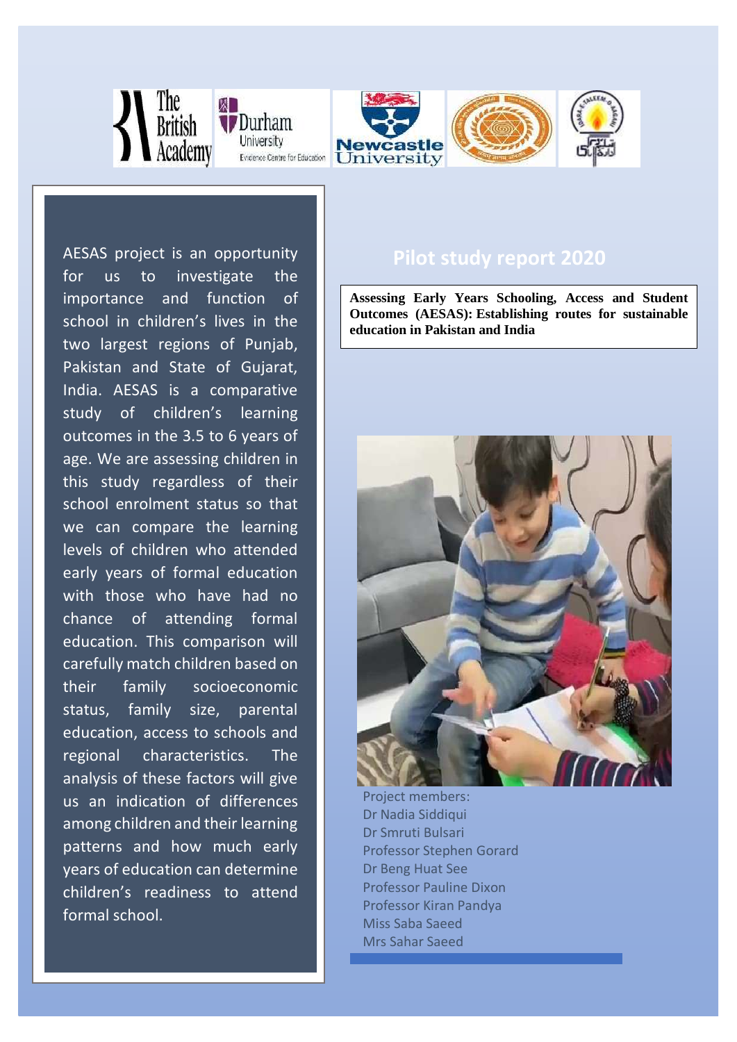# Pilot study report 2020

**Assessing Early Years Schooling, Access and Student Outcomes (AESAS): Establishing routes for sustainable education in Pakistan and India**

AESAS project is an opportunity for us to investigate the importance and function of school in children's lives in the two largest regions of Punjab, Pakistan and State of Gujarat, India. AESAS is a comparative study of children's learning outcomes in the 3.5 to 6 years of age. We are assessing children in this study regardless of their school enrolment status so that we can compare the learning levels of children who attended early years of formal education with those who have had no chance of attending formal education. This comparison will carefully match children based on their family socioeconomic status, family size, parental education, access to schools and regional characteristics. The analysis of these factors will give us an indication of differences among children and their learning patterns and how much early years of education can determine children's readiness to attend formal school.

Project members:
Dr Nadia Siddiqui
Dr Smruti Bulsari
Professor Stephen Gorard
Dr Beng Huat See
Professor Pauline Dixon
Professor Kiran Pandya
Miss Saba Saeed
Mrs Sahar Saeed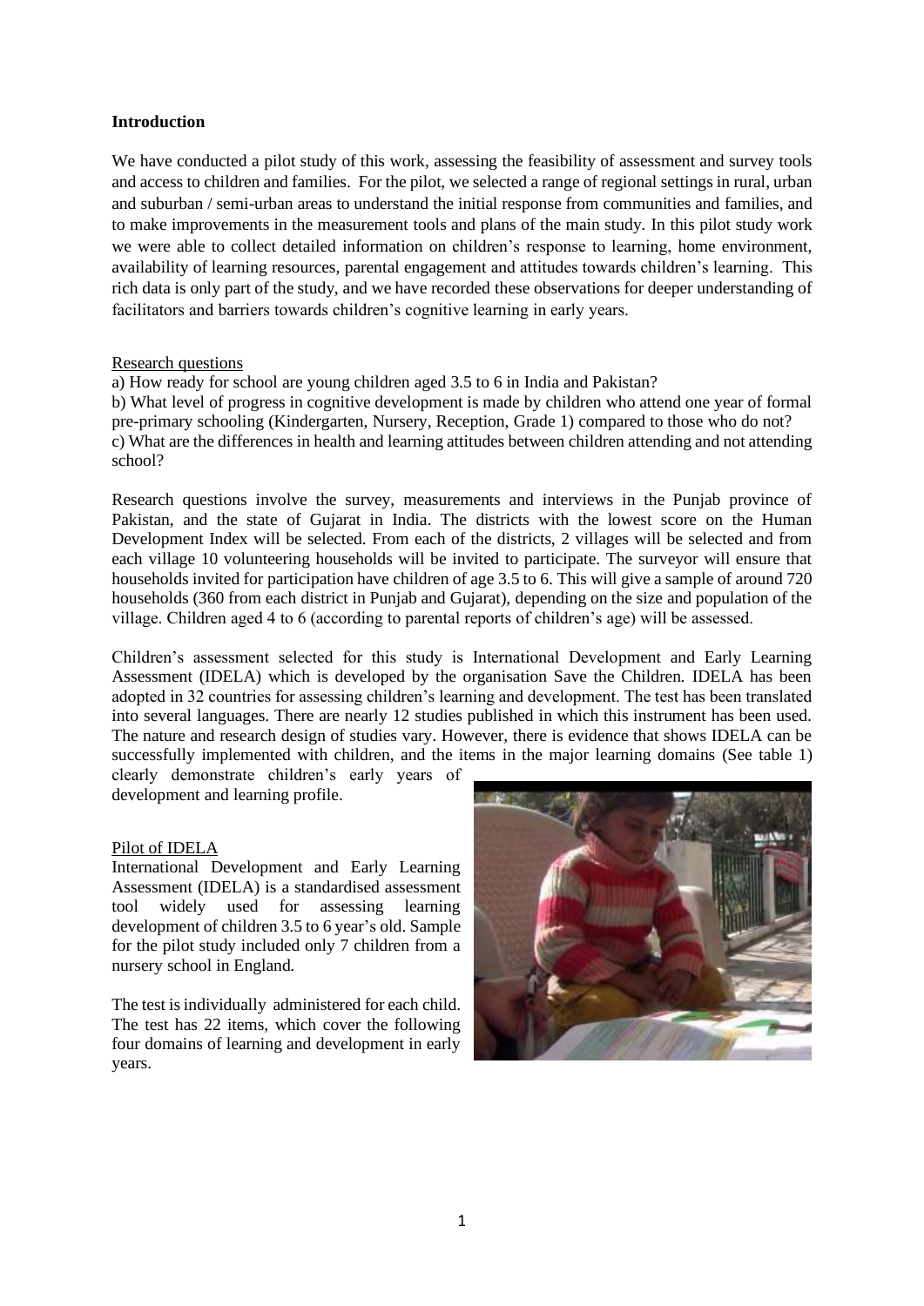**Introduction**

We have conducted a pilot study of this work, assessing the feasibility of assessment and survey tools and access to children and families. For the pilot, we selected a range of regional settings in rural, urban and suburban / semi-urban areas to understand the initial response from communities and families, and to make improvements in the measurement tools and plans of the main study. In this pilot study work we were able to collect detailed information on children's response to learning, home environment, availability of learning resources, parental engagement and attitudes towards children's learning. This rich data is only part of the study, and we have recorded these observations for deeper understanding of facilitators and barriers towards children's cognitive learning in early years.

Research questions

a) How ready for school are young children aged 3.5 to 6 in India and Pakistan?
b) What level of progress in cognitive development is made by children who attend one year of formal pre-primary schooling (Kindergarten, Nursery, Reception, Grade 1) compared to those who do not?
c) What are the differences in health and learning attitudes between children attending and not attending school?

Research questions involve the survey, measurements and interviews in the Punjab province of Pakistan, and the state of Gujarat in India. The districts with the lowest score on the Human Development Index will be selected. From each of the districts, 2 villages will be selected and from each village 10 volunteering households will be invited to participate. The surveyor will ensure that households invited for participation have children of age 3.5 to 6. This will give a sample of around 720 households (360 from each district in Punjab and Gujarat), depending on the size and population of the village. Children aged 4 to 6 (according to parental reports of children's age) will be assessed.

Children's assessment selected for this study is International Development and Early Learning Assessment (IDELA) which is developed by the organisation Save the Children. IDELA has been adopted in 32 countries for assessing children's learning and development. The test has been translated into several languages. There are nearly 12 studies published in which this instrument has been used. The nature and research design of studies vary. However, there is evidence that shows IDELA can be successfully implemented with children, and the items in the major learning domains (See table 1) clearly demonstrate children's early years of development and learning profile.

Pilot of IDELA

International Development and Early Learning Assessment (IDELA) is a standardised assessment tool widely used for assessing learning development of children 3.5 to 6 year's old. Sample for the pilot study included only 7 children from a nursery school in England.

The test is individually administered for each child. The test has 22 items, which cover the following four domains of learning and development in early years.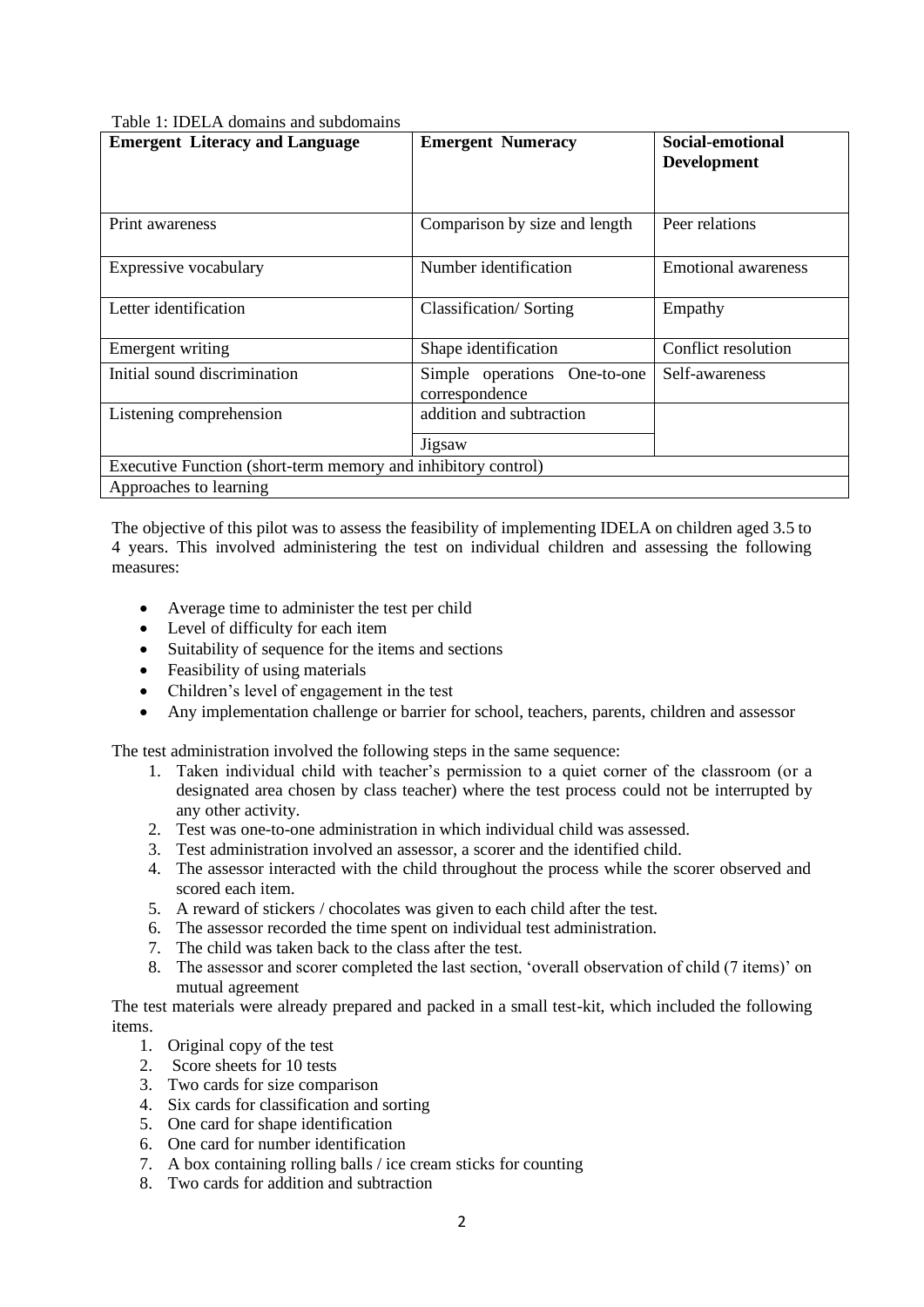Table 1: IDELA domains and subdomains

| Emergent Literacy and Language | Emergent Numeracy | Social-emotional Development |
|---|---|---|
| Print awareness | Comparison by size and length | Peer relations |
| Expressive vocabulary | Number identification | Emotional awareness |
| Letter identification | Classification/ Sorting | Empathy |
| Emergent writing | Shape identification | Conflict resolution |
| Initial sound discrimination | Simple operations One-to-one correspondence | Self-awareness |
| Listening comprehension | addition and subtraction | |
| | Jigsaw | |
| Executive Function (short-term memory and inhibitory control) | | |
| Approaches to learning | | |

The objective of this pilot was to assess the feasibility of implementing IDELA on children aged 3.5 to 4 years. This involved administering the test on individual children and assessing the following measures:

- Average time to administer the test per child
- Level of difficulty for each item
- Suitability of sequence for the items and sections
- Feasibility of using materials
- Children's level of engagement in the test
- Any implementation challenge or barrier for school, teachers, parents, children and assessor

The test administration involved the following steps in the same sequence:

1. Taken individual child with teacher's permission to a quiet corner of the classroom (or a designated area chosen by class teacher) where the test process could not be interrupted by any other activity.
2. Test was one-to-one administration in which individual child was assessed.
3. Test administration involved an assessor, a scorer and the identified child.
4. The assessor interacted with the child throughout the process while the scorer observed and scored each item.
5. A reward of stickers / chocolates was given to each child after the test.
6. The assessor recorded the time spent on individual test administration.
7. The child was taken back to the class after the test.
8. The assessor and scorer completed the last section, 'overall observation of child (7 items)' on mutual agreement

The test materials were already prepared and packed in a small test-kit, which included the following items.

1. Original copy of the test
2. Score sheets for 10 tests
3. Two cards for size comparison
4. Six cards for classification and sorting
5. One card for shape identification
6. One card for number identification
7. A box containing rolling balls / ice cream sticks for counting
8. Two cards for addition and subtraction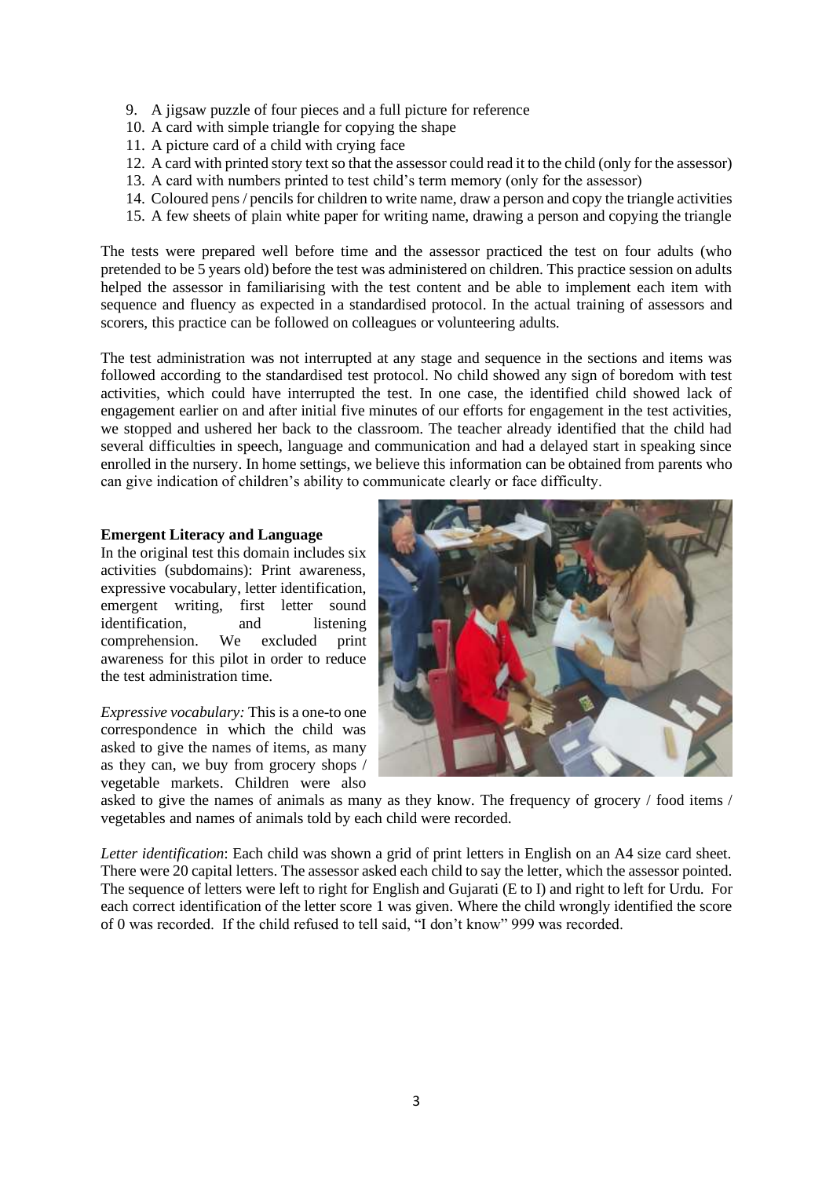9. A jigsaw puzzle of four pieces and a full picture for reference
10. A card with simple triangle for copying the shape
11. A picture card of a child with crying face
12. A card with printed story text so that the assessor could read it to the child (only for the assessor)
13. A card with numbers printed to test child's term memory (only for the assessor)
14. Coloured pens / pencils for children to write name, draw a person and copy the triangle activities
15. A few sheets of plain white paper for writing name, drawing a person and copying the triangle

The tests were prepared well before time and the assessor practiced the test on four adults (who pretended to be 5 years old) before the test was administered on children. This practice session on adults helped the assessor in familiarising with the test content and be able to implement each item with sequence and fluency as expected in a standardised protocol. In the actual training of assessors and scorers, this practice can be followed on colleagues or volunteering adults.

The test administration was not interrupted at any stage and sequence in the sections and items was followed according to the standardised test protocol. No child showed any sign of boredom with test activities, which could have interrupted the test. In one case, the identified child showed lack of engagement earlier on and after initial five minutes of our efforts for engagement in the test activities, we stopped and ushered her back to the classroom. The teacher already identified that the child had several difficulties in speech, language and communication and had a delayed start in speaking since enrolled in the nursery. In home settings, we believe this information can be obtained from parents who can give indication of children's ability to communicate clearly or face difficulty.

**Emergent Literacy and Language**

In the original test this domain includes six activities (subdomains): Print awareness, expressive vocabulary, letter identification, emergent writing, first letter sound identification, and listening comprehension. We excluded print awareness for this pilot in order to reduce the test administration time.

*Expressive vocabulary:* This is a one-to one correspondence in which the child was asked to give the names of items, as many as they can, we buy from grocery shops / vegetable markets. Children were also asked to give the names of animals as many as they know. The frequency of grocery / food items / vegetables and names of animals told by each child were recorded.

*Letter identification*: Each child was shown a grid of print letters in English on an A4 size card sheet. There were 20 capital letters. The assessor asked each child to say the letter, which the assessor pointed. The sequence of letters were left to right for English and Gujarati (E to I) and right to left for Urdu. For each correct identification of the letter score 1 was given. Where the child wrongly identified the score of 0 was recorded. If the child refused to tell said, "I don't know" 999 was recorded.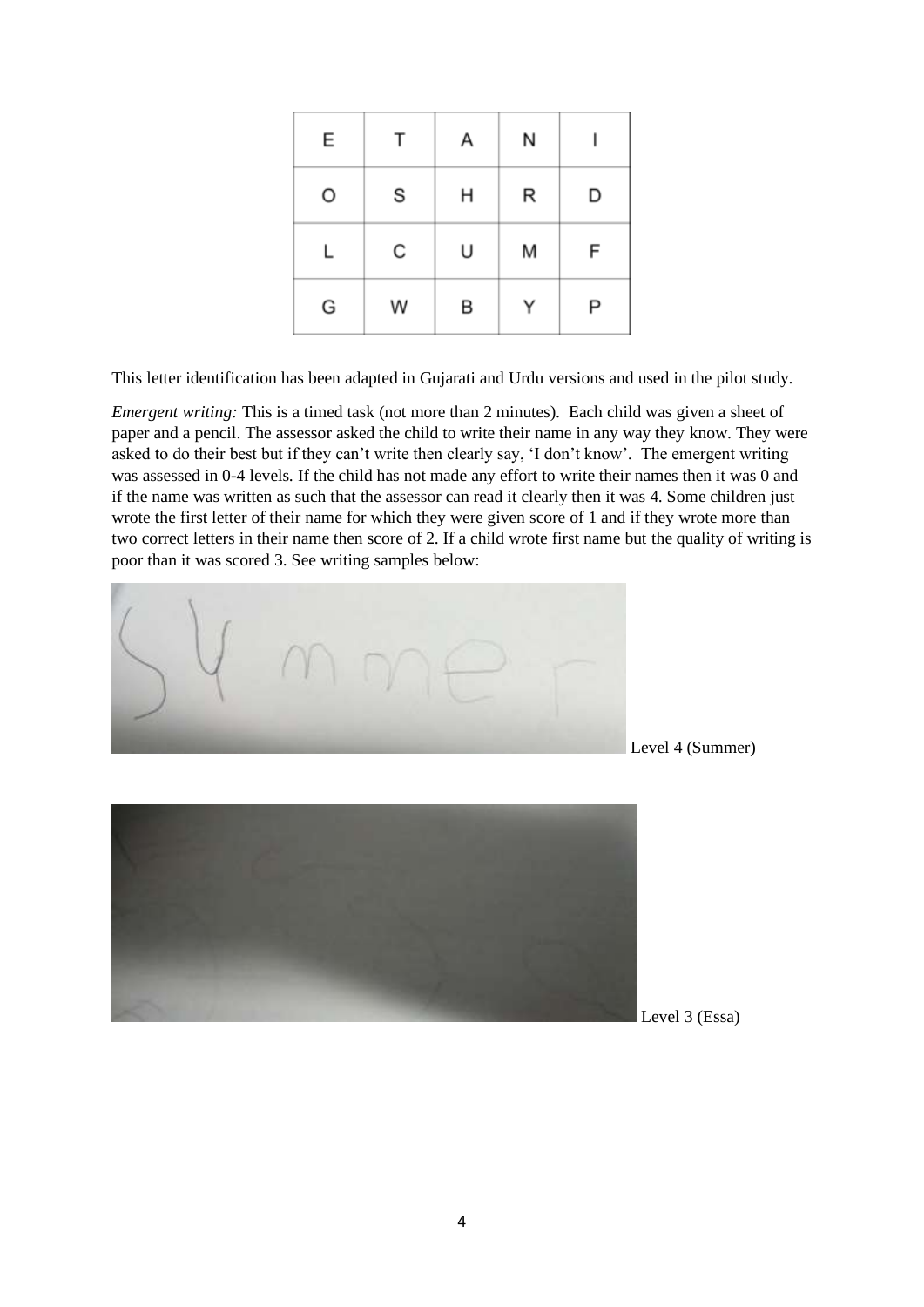| E | T | A | N | I |
|---|---|---|---|---|
| O | S | H | R | D |
| L | C | U | M | F |
| G | W | B | Y | P |

This letter identification has been adapted in Gujarati and Urdu versions and used in the pilot study.

*Emergent writing:* This is a timed task (not more than 2 minutes). Each child was given a sheet of paper and a pencil. The assessor asked the child to write their name in any way they know. They were asked to do their best but if they can't write then clearly say, 'I don't know'. The emergent writing was assessed in 0-4 levels. If the child has not made any effort to write their names then it was 0 and if the name was written as such that the assessor can read it clearly then it was 4. Some children just wrote the first letter of their name for which they were given score of 1 and if they wrote more than two correct letters in their name then score of 2. If a child wrote first name but the quality of writing is poor than it was scored 3. See writing samples below:

Level 4 (Summer)

Level 3 (Essa)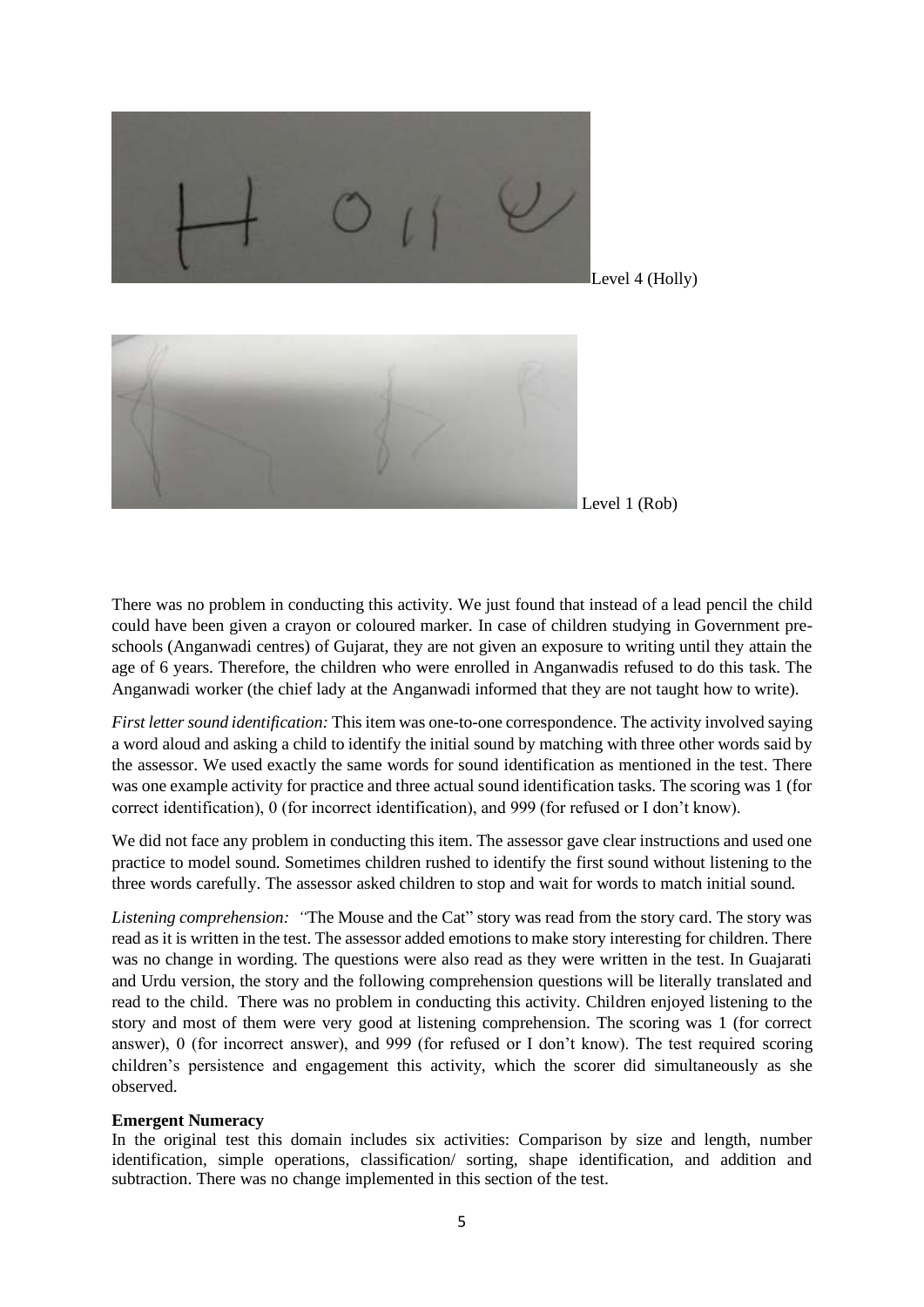Level 4 (Holly)

Level 1 (Rob)

There was no problem in conducting this activity. We just found that instead of a lead pencil the child could have been given a crayon or coloured marker. In case of children studying in Government pre-schools (Anganwadi centres) of Gujarat, they are not given an exposure to writing until they attain the age of 6 years. Therefore, the children who were enrolled in Anganwadis refused to do this task. The Anganwadi worker (the chief lady at the Anganwadi informed that they are not taught how to write).

*First letter sound identification:* This item was one-to-one correspondence. The activity involved saying a word aloud and asking a child to identify the initial sound by matching with three other words said by the assessor. We used exactly the same words for sound identification as mentioned in the test. There was one example activity for practice and three actual sound identification tasks. The scoring was 1 (for correct identification), 0 (for incorrect identification), and 999 (for refused or I don't know).

We did not face any problem in conducting this item. The assessor gave clear instructions and used one practice to model sound. Sometimes children rushed to identify the first sound without listening to the three words carefully. The assessor asked children to stop and wait for words to match initial sound.

*Listening comprehension:* "The Mouse and the Cat" story was read from the story card. The story was read as it is written in the test. The assessor added emotions to make story interesting for children. There was no change in wording. The questions were also read as they were written in the test. In Guajarati and Urdu version, the story and the following comprehension questions will be literally translated and read to the child. There was no problem in conducting this activity. Children enjoyed listening to the story and most of them were very good at listening comprehension. The scoring was 1 (for correct answer), 0 (for incorrect answer), and 999 (for refused or I don't know). The test required scoring children's persistence and engagement this activity, which the scorer did simultaneously as she observed.

**Emergent Numeracy**

In the original test this domain includes six activities: Comparison by size and length, number identification, simple operations, classification/ sorting, shape identification, and addition and subtraction. There was no change implemented in this section of the test.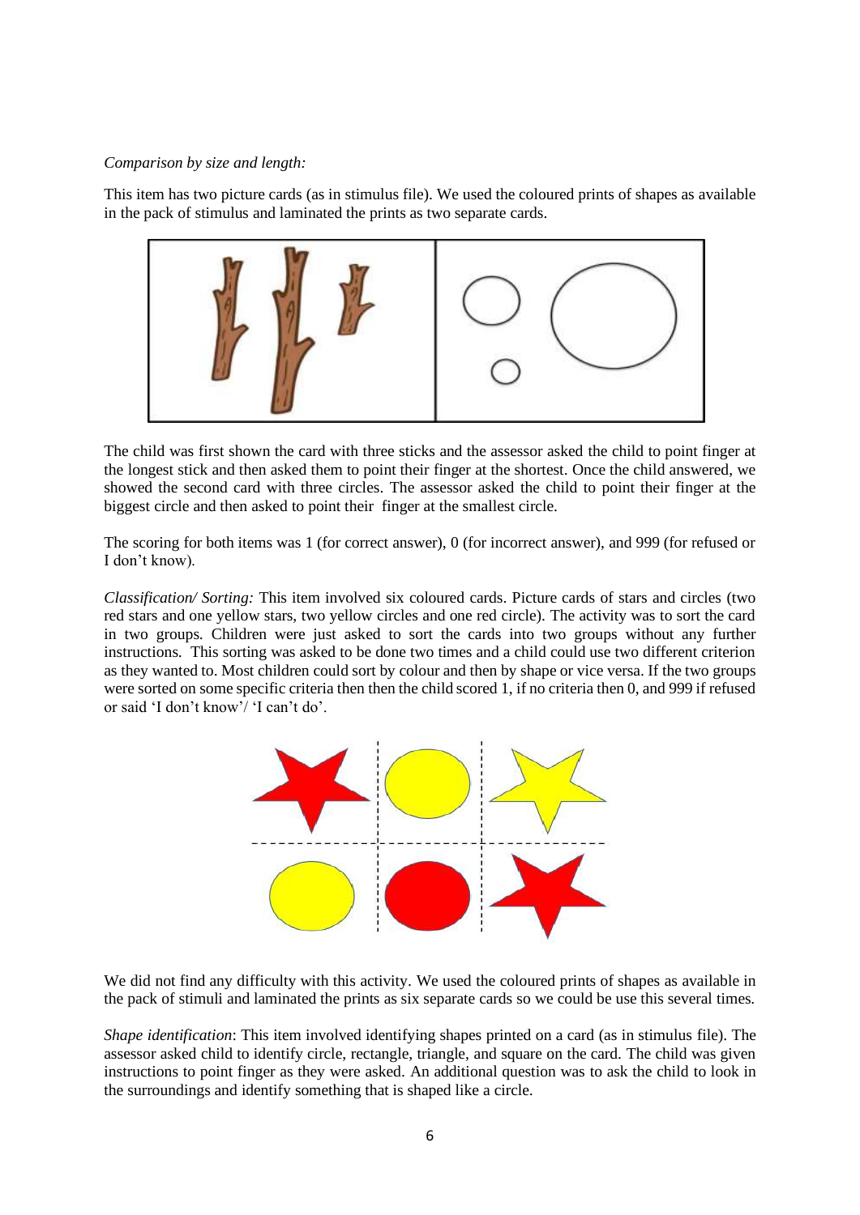*Comparison by size and length:*

This item has two picture cards (as in stimulus file). We used the coloured prints of shapes as available in the pack of stimulus and laminated the prints as two separate cards.

The child was first shown the card with three sticks and the assessor asked the child to point finger at the longest stick and then asked them to point their finger at the shortest. Once the child answered, we showed the second card with three circles. The assessor asked the child to point their finger at the biggest circle and then asked to point their finger at the smallest circle.

The scoring for both items was 1 (for correct answer), 0 (for incorrect answer), and 999 (for refused or I don't know).

*Classification/ Sorting:* This item involved six coloured cards. Picture cards of stars and circles (two red stars and one yellow stars, two yellow circles and one red circle). The activity was to sort the card in two groups. Children were just asked to sort the cards into two groups without any further instructions. This sorting was asked to be done two times and a child could use two different criterion as they wanted to. Most children could sort by colour and then by shape or vice versa. If the two groups were sorted on some specific criteria then then the child scored 1, if no criteria then 0, and 999 if refused or said 'I don't know'/ 'I can't do'.

We did not find any difficulty with this activity. We used the coloured prints of shapes as available in the pack of stimuli and laminated the prints as six separate cards so we could be use this several times.

*Shape identification*: This item involved identifying shapes printed on a card (as in stimulus file). The assessor asked child to identify circle, rectangle, triangle, and square on the card. The child was given instructions to point finger as they were asked. An additional question was to ask the child to look in the surroundings and identify something that is shaped like a circle.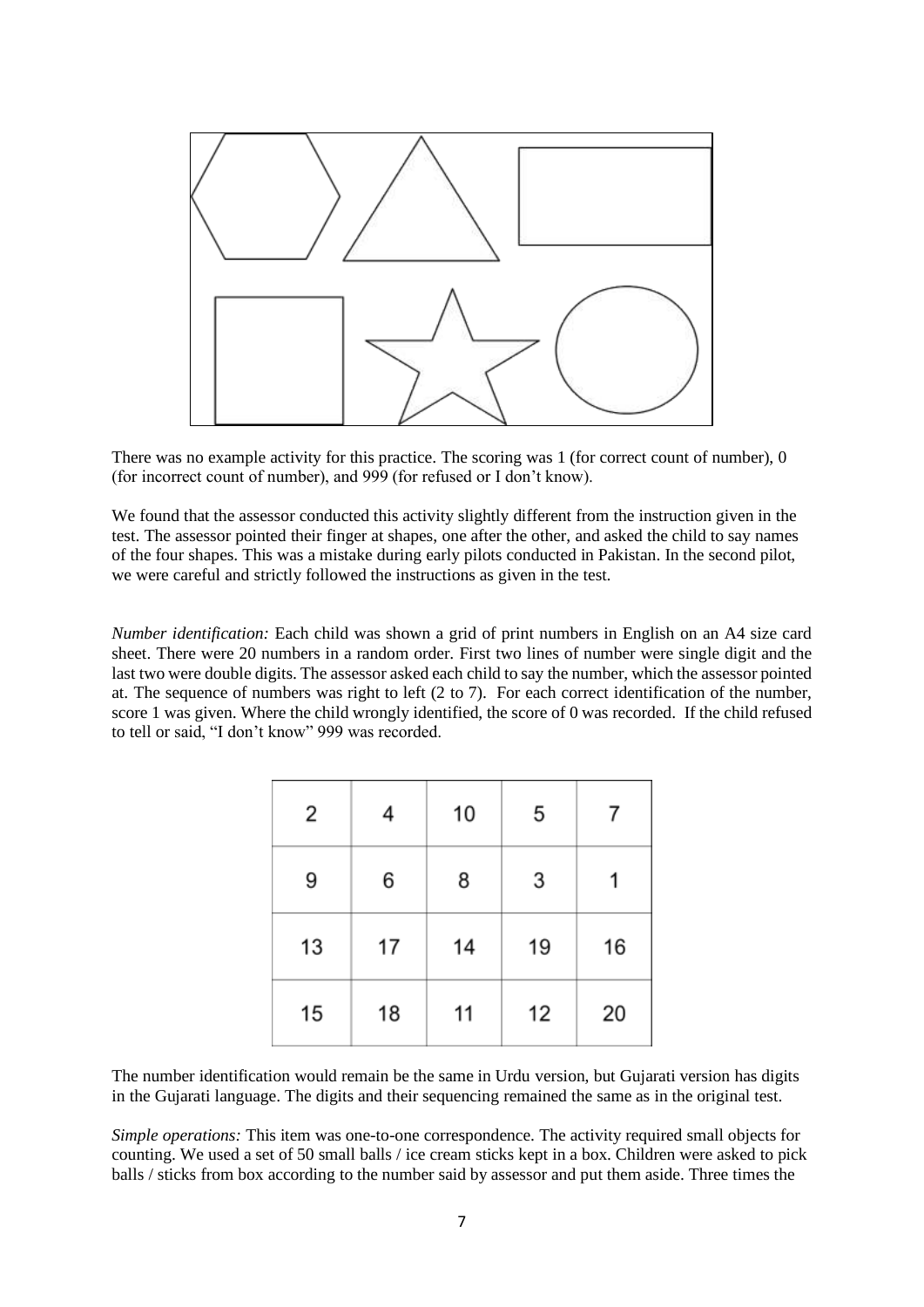There was no example activity for this practice. The scoring was 1 (for correct count of number), 0 (for incorrect count of number), and 999 (for refused or I don't know).

We found that the assessor conducted this activity slightly different from the instruction given in the test. The assessor pointed their finger at shapes, one after the other, and asked the child to say names of the four shapes. This was a mistake during early pilots conducted in Pakistan. In the second pilot, we were careful and strictly followed the instructions as given in the test.

*Number identification:* Each child was shown a grid of print numbers in English on an A4 size card sheet. There were 20 numbers in a random order. First two lines of number were single digit and the last two were double digits. The assessor asked each child to say the number, which the assessor pointed at. The sequence of numbers was right to left (2 to 7). For each correct identification of the number, score 1 was given. Where the child wrongly identified, the score of 0 was recorded. If the child refused to tell or said, "I don't know" 999 was recorded.

| | | | | |
|---|---|---|---|---|
| 2 | 4 | 10 | 5 | 7 |
| 9 | 6 | 8 | 3 | 1 |
| 13 | 17 | 14 | 19 | 16 |
| 15 | 18 | 11 | 12 | 20 |

The number identification would remain be the same in Urdu version, but Gujarati version has digits in the Gujarati language. The digits and their sequencing remained the same as in the original test.

*Simple operations:* This item was one-to-one correspondence. The activity required small objects for counting. We used a set of 50 small balls / ice cream sticks kept in a box. Children were asked to pick balls / sticks from box according to the number said by assessor and put them aside. Three times the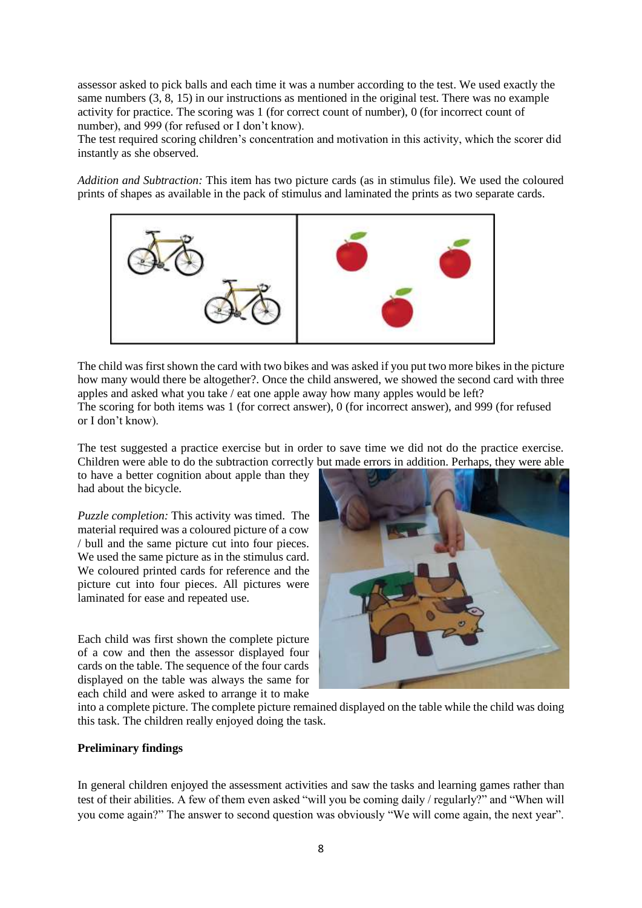assessor asked to pick balls and each time it was a number according to the test. We used exactly the same numbers (3, 8, 15) in our instructions as mentioned in the original test. There was no example activity for practice. The scoring was 1 (for correct count of number), 0 (for incorrect count of number), and 999 (for refused or I don't know).

The test required scoring children's concentration and motivation in this activity, which the scorer did instantly as she observed.

*Addition and Subtraction:* This item has two picture cards (as in stimulus file). We used the coloured prints of shapes as available in the pack of stimulus and laminated the prints as two separate cards.

The child was first shown the card with two bikes and was asked if you put two more bikes in the picture how many would there be altogether?. Once the child answered, we showed the second card with three apples and asked what you take / eat one apple away how many apples would be left?

The scoring for both items was 1 (for correct answer), 0 (for incorrect answer), and 999 (for refused or I don't know).

The test suggested a practice exercise but in order to save time we did not do the practice exercise. Children were able to do the subtraction correctly but made errors in addition. Perhaps, they were able to have a better cognition about apple than they had about the bicycle.

*Puzzle completion:* This activity was timed. The material required was a coloured picture of a cow / bull and the same picture cut into four pieces. We used the same picture as in the stimulus card. We coloured printed cards for reference and the picture cut into four pieces. All pictures were laminated for ease and repeated use.

Each child was first shown the complete picture of a cow and then the assessor displayed four cards on the table. The sequence of the four cards displayed on the table was always the same for each child and were asked to arrange it to make into a complete picture. The complete picture remained displayed on the table while the child was doing this task. The children really enjoyed doing the task.

**Preliminary findings**

In general children enjoyed the assessment activities and saw the tasks and learning games rather than test of their abilities. A few of them even asked "will you be coming daily / regularly?" and "When will you come again?" The answer to second question was obviously "We will come again, the next year".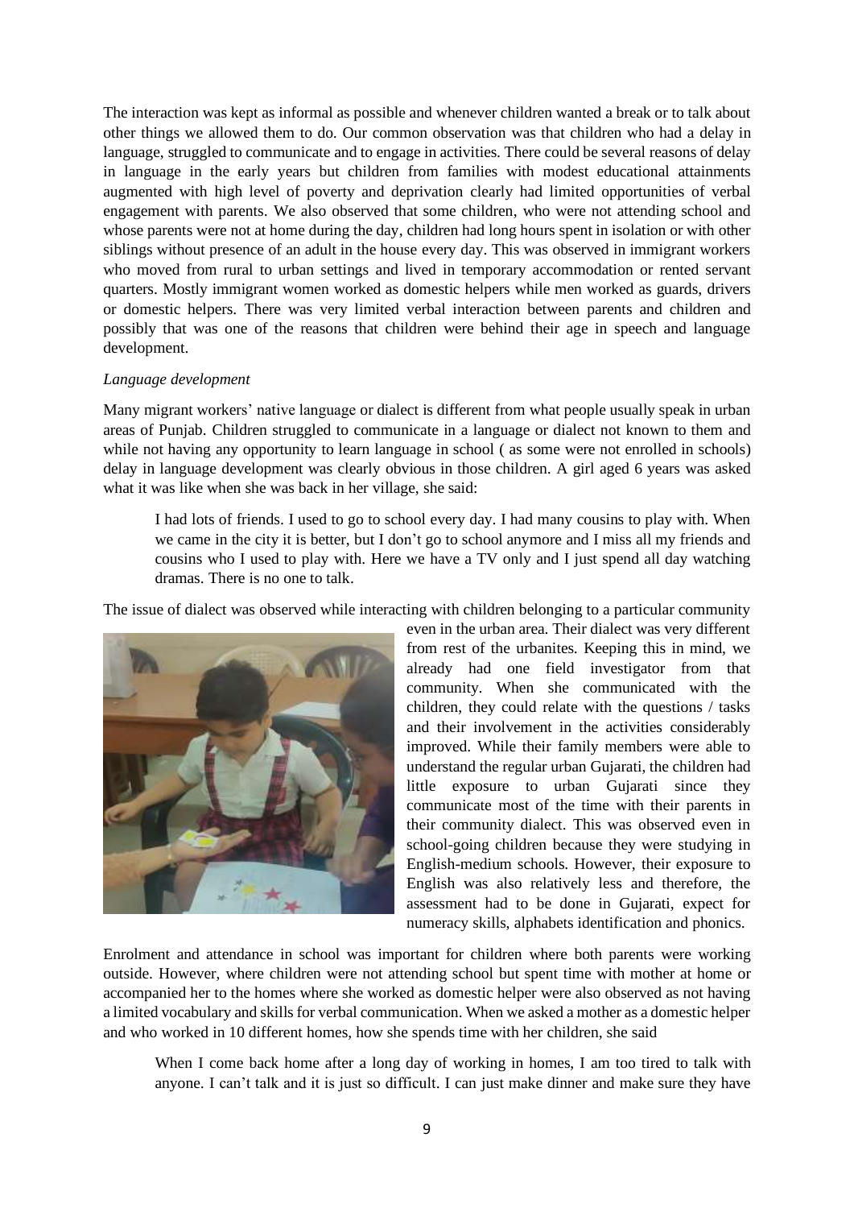The interaction was kept as informal as possible and whenever children wanted a break or to talk about other things we allowed them to do. Our common observation was that children who had a delay in language, struggled to communicate and to engage in activities. There could be several reasons of delay in language in the early years but children from families with modest educational attainments augmented with high level of poverty and deprivation clearly had limited opportunities of verbal engagement with parents. We also observed that some children, who were not attending school and whose parents were not at home during the day, children had long hours spent in isolation or with other siblings without presence of an adult in the house every day. This was observed in immigrant workers who moved from rural to urban settings and lived in temporary accommodation or rented servant quarters. Mostly immigrant women worked as domestic helpers while men worked as guards, drivers or domestic helpers. There was very limited verbal interaction between parents and children and possibly that was one of the reasons that children were behind their age in speech and language development.

*Language development*

Many migrant workers' native language or dialect is different from what people usually speak in urban areas of Punjab. Children struggled to communicate in a language or dialect not known to them and while not having any opportunity to learn language in school ( as some were not enrolled in schools) delay in language development was clearly obvious in those children. A girl aged 6 years was asked what it was like when she was back in her village, she said:

> I had lots of friends. I used to go to school every day. I had many cousins to play with. When we came in the city it is better, but I don't go to school anymore and I miss all my friends and cousins who I used to play with. Here we have a TV only and I just spend all day watching dramas. There is no one to talk.

The issue of dialect was observed while interacting with children belonging to a particular community even in the urban area. Their dialect was very different from rest of the urbanites. Keeping this in mind, we already had one field investigator from that community. When she communicated with the children, they could relate with the questions / tasks and their involvement in the activities considerably improved. While their family members were able to understand the regular urban Gujarati, the children had little exposure to urban Gujarati since they communicate most of the time with their parents in their community dialect. This was observed even in school-going children because they were studying in English-medium schools. However, their exposure to English was also relatively less and therefore, the assessment had to be done in Gujarati, expect for numeracy skills, alphabets identification and phonics.

Enrolment and attendance in school was important for children where both parents were working outside. However, where children were not attending school but spent time with mother at home or accompanied her to the homes where she worked as domestic helper were also observed as not having a limited vocabulary and skills for verbal communication. When we asked a mother as a domestic helper and who worked in 10 different homes, how she spends time with her children, she said

> When I come back home after a long day of working in homes, I am too tired to talk with anyone. I can't talk and it is just so difficult. I can just make dinner and make sure they have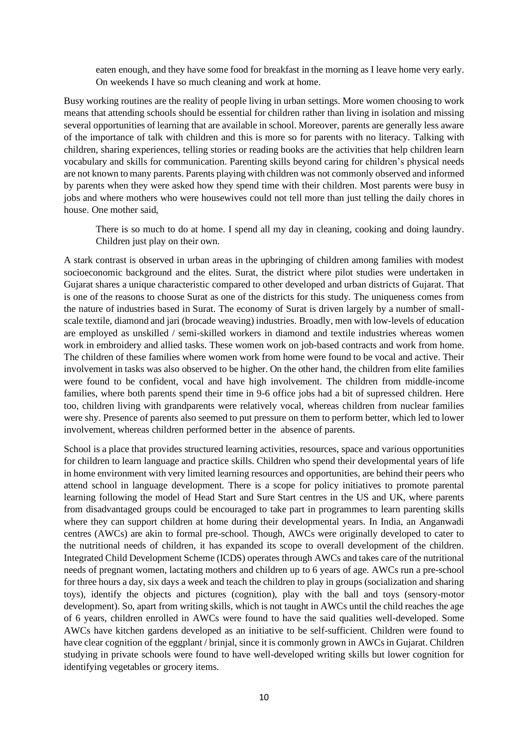> eaten enough, and they have some food for breakfast in the morning as I leave home very early. On weekends I have so much cleaning and work at home.

Busy working routines are the reality of people living in urban settings. More women choosing to work means that attending schools should be essential for children rather than living in isolation and missing several opportunities of learning that are available in school. Moreover, parents are generally less aware of the importance of talk with children and this is more so for parents with no literacy. Talking with children, sharing experiences, telling stories or reading books are the activities that help children learn vocabulary and skills for communication. Parenting skills beyond caring for children's physical needs are not known to many parents. Parents playing with children was not commonly observed and informed by parents when they were asked how they spend time with their children. Most parents were busy in jobs and where mothers who were housewives could not tell more than just telling the daily chores in house. One mother said,

> There is so much to do at home. I spend all my day in cleaning, cooking and doing laundry. Children just play on their own.

A stark contrast is observed in urban areas in the upbringing of children among families with modest socioeconomic background and the elites. Surat, the district where pilot studies were undertaken in Gujarat shares a unique characteristic compared to other developed and urban districts of Gujarat. That is one of the reasons to choose Surat as one of the districts for this study. The uniqueness comes from the nature of industries based in Surat. The economy of Surat is driven largely by a number of small-scale textile, diamond and jari (brocade weaving) industries. Broadly, men with low-levels of education are employed as unskilled / semi-skilled workers in diamond and textile industries whereas women work in embroidery and allied tasks. These women work on job-based contracts and work from home. The children of these families where women work from home were found to be vocal and active. Their involvement in tasks was also observed to be higher. On the other hand, the children from elite families were found to be confident, vocal and have high involvement. The children from middle-income families, where both parents spend their time in 9-6 office jobs had a bit of supressed children. Here too, children living with grandparents were relatively vocal, whereas children from nuclear families were shy. Presence of parents also seemed to put pressure on them to perform better, which led to lower involvement, whereas children performed better in the absence of parents.

School is a place that provides structured learning activities, resources, space and various opportunities for children to learn language and practice skills. Children who spend their developmental years of life in home environment with very limited learning resources and opportunities, are behind their peers who attend school in language development. There is a scope for policy initiatives to promote parental learning following the model of Head Start and Sure Start centres in the US and UK, where parents from disadvantaged groups could be encouraged to take part in programmes to learn parenting skills where they can support children at home during their developmental years. In India, an Anganwadi centres (AWCs) are akin to formal pre-school. Though, AWCs were originally developed to cater to the nutritional needs of children, it has expanded its scope to overall development of the children. Integrated Child Development Scheme (ICDS) operates through AWCs and takes care of the nutritional needs of pregnant women, lactating mothers and children up to 6 years of age. AWCs run a pre-school for three hours a day, six days a week and teach the children to play in groups (socialization and sharing toys), identify the objects and pictures (cognition), play with the ball and toys (sensory-motor development). So, apart from writing skills, which is not taught in AWCs until the child reaches the age of 6 years, children enrolled in AWCs were found to have the said qualities well-developed. Some AWCs have kitchen gardens developed as an initiative to be self-sufficient. Children were found to have clear cognition of the eggplant / brinjal, since it is commonly grown in AWCs in Gujarat. Children studying in private schools were found to have well-developed writing skills but lower cognition for identifying vegetables or grocery items.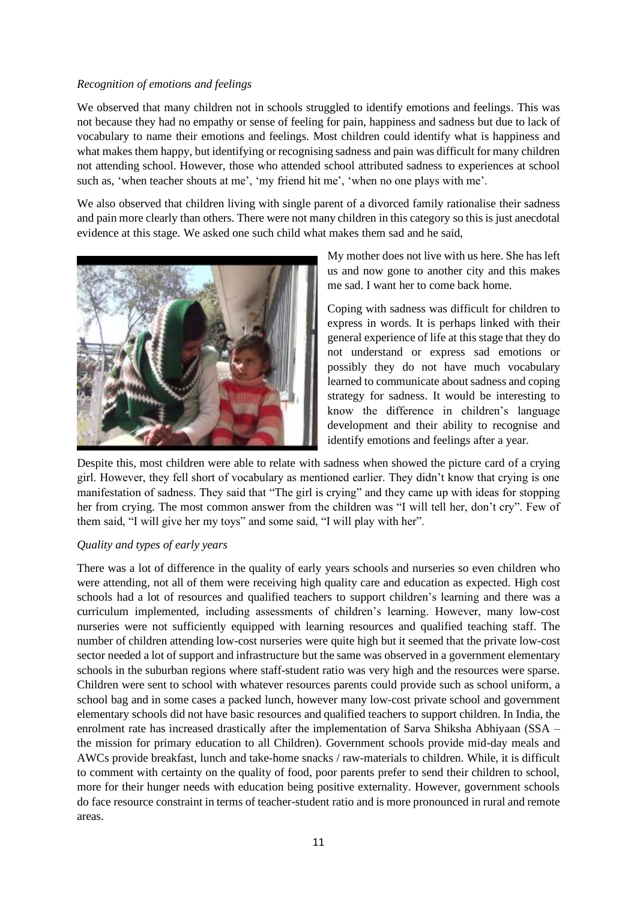*Recognition of emotions and feelings*

We observed that many children not in schools struggled to identify emotions and feelings. This was not because they had no empathy or sense of feeling for pain, happiness and sadness but due to lack of vocabulary to name their emotions and feelings. Most children could identify what is happiness and what makes them happy, but identifying or recognising sadness and pain was difficult for many children not attending school. However, those who attended school attributed sadness to experiences at school such as, 'when teacher shouts at me', 'my friend hit me', 'when no one plays with me'.

We also observed that children living with single parent of a divorced family rationalise their sadness and pain more clearly than others. There were not many children in this category so this is just anecdotal evidence at this stage. We asked one such child what makes them sad and he said,

My mother does not live with us here. She has left us and now gone to another city and this makes me sad. I want her to come back home.

Coping with sadness was difficult for children to express in words. It is perhaps linked with their general experience of life at this stage that they do not understand or express sad emotions or possibly they do not have much vocabulary learned to communicate about sadness and coping strategy for sadness. It would be interesting to know the difference in children's language development and their ability to recognise and identify emotions and feelings after a year.

Despite this, most children were able to relate with sadness when showed the picture card of a crying girl. However, they fell short of vocabulary as mentioned earlier. They didn't know that crying is one manifestation of sadness. They said that "The girl is crying" and they came up with ideas for stopping her from crying. The most common answer from the children was "I will tell her, don't cry". Few of them said, "I will give her my toys" and some said, "I will play with her".

*Quality and types of early years*

There was a lot of difference in the quality of early years schools and nurseries so even children who were attending, not all of them were receiving high quality care and education as expected. High cost schools had a lot of resources and qualified teachers to support children's learning and there was a curriculum implemented, including assessments of children's learning. However, many low-cost nurseries were not sufficiently equipped with learning resources and qualified teaching staff. The number of children attending low-cost nurseries were quite high but it seemed that the private low-cost sector needed a lot of support and infrastructure but the same was observed in a government elementary schools in the suburban regions where staff-student ratio was very high and the resources were sparse. Children were sent to school with whatever resources parents could provide such as school uniform, a school bag and in some cases a packed lunch, however many low-cost private school and government elementary schools did not have basic resources and qualified teachers to support children. In India, the enrolment rate has increased drastically after the implementation of Sarva Shiksha Abhiyaan (SSA – the mission for primary education to all Children). Government schools provide mid-day meals and AWCs provide breakfast, lunch and take-home snacks / raw-materials to children. While, it is difficult to comment with certainty on the quality of food, poor parents prefer to send their children to school, more for their hunger needs with education being positive externality. However, government schools do face resource constraint in terms of teacher-student ratio and is more pronounced in rural and remote areas.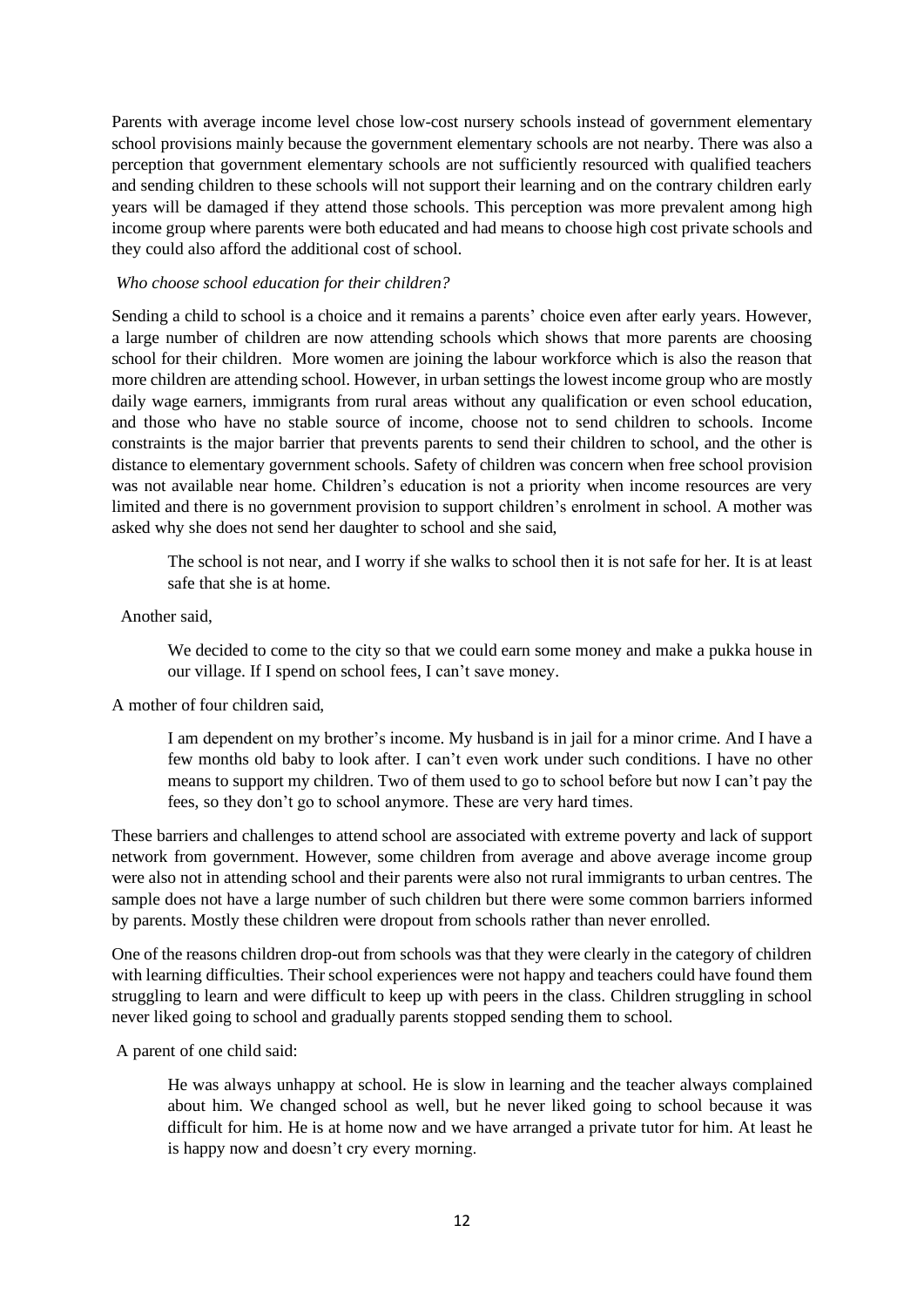Parents with average income level chose low-cost nursery schools instead of government elementary school provisions mainly because the government elementary schools are not nearby. There was also a perception that government elementary schools are not sufficiently resourced with qualified teachers and sending children to these schools will not support their learning and on the contrary children early years will be damaged if they attend those schools. This perception was more prevalent among high income group where parents were both educated and had means to choose high cost private schools and they could also afford the additional cost of school.

*Who choose school education for their children?*

Sending a child to school is a choice and it remains a parents' choice even after early years. However, a large number of children are now attending schools which shows that more parents are choosing school for their children. More women are joining the labour workforce which is also the reason that more children are attending school. However, in urban settings the lowest income group who are mostly daily wage earners, immigrants from rural areas without any qualification or even school education, and those who have no stable source of income, choose not to send children to schools. Income constraints is the major barrier that prevents parents to send their children to school, and the other is distance to elementary government schools. Safety of children was concern when free school provision was not available near home. Children's education is not a priority when income resources are very limited and there is no government provision to support children's enrolment in school. A mother was asked why she does not send her daughter to school and she said,

> The school is not near, and I worry if she walks to school then it is not safe for her. It is at least safe that she is at home.

Another said,

> We decided to come to the city so that we could earn some money and make a pukka house in our village. If I spend on school fees, I can't save money.

A mother of four children said,

> I am dependent on my brother's income. My husband is in jail for a minor crime. And I have a few months old baby to look after. I can't even work under such conditions. I have no other means to support my children. Two of them used to go to school before but now I can't pay the fees, so they don't go to school anymore. These are very hard times.

These barriers and challenges to attend school are associated with extreme poverty and lack of support network from government. However, some children from average and above average income group were also not in attending school and their parents were also not rural immigrants to urban centres. The sample does not have a large number of such children but there were some common barriers informed by parents. Mostly these children were dropout from schools rather than never enrolled.

One of the reasons children drop-out from schools was that they were clearly in the category of children with learning difficulties. Their school experiences were not happy and teachers could have found them struggling to learn and were difficult to keep up with peers in the class. Children struggling in school never liked going to school and gradually parents stopped sending them to school.

A parent of one child said:

> He was always unhappy at school. He is slow in learning and the teacher always complained about him. We changed school as well, but he never liked going to school because it was difficult for him. He is at home now and we have arranged a private tutor for him. At least he is happy now and doesn't cry every morning.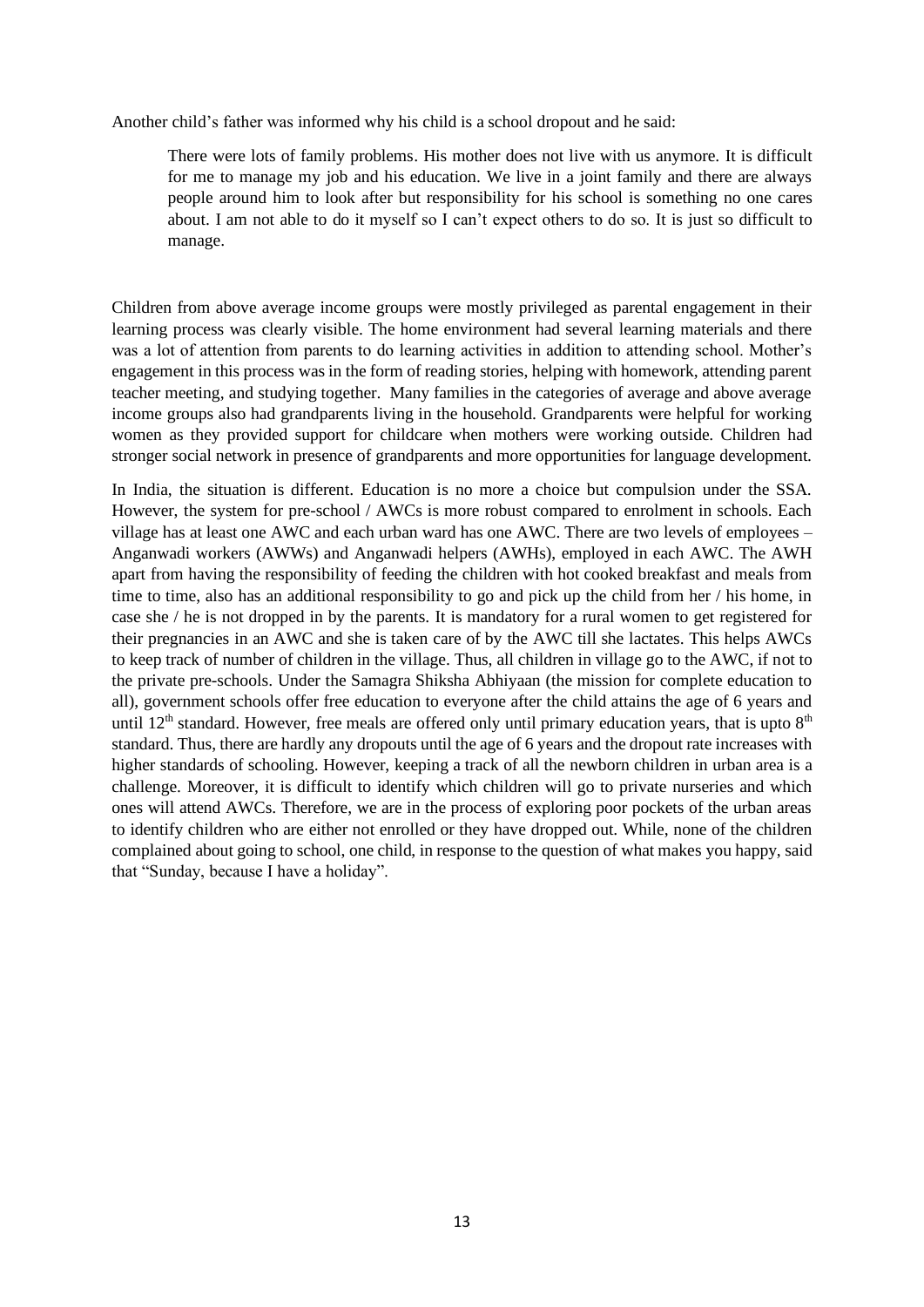Another child's father was informed why his child is a school dropout and he said:

> There were lots of family problems. His mother does not live with us anymore. It is difficult for me to manage my job and his education. We live in a joint family and there are always people around him to look after but responsibility for his school is something no one cares about. I am not able to do it myself so I can't expect others to do so. It is just so difficult to manage.

Children from above average income groups were mostly privileged as parental engagement in their learning process was clearly visible. The home environment had several learning materials and there was a lot of attention from parents to do learning activities in addition to attending school. Mother's engagement in this process was in the form of reading stories, helping with homework, attending parent teacher meeting, and studying together. Many families in the categories of average and above average income groups also had grandparents living in the household. Grandparents were helpful for working women as they provided support for childcare when mothers were working outside. Children had stronger social network in presence of grandparents and more opportunities for language development.

In India, the situation is different. Education is no more a choice but compulsion under the SSA. However, the system for pre-school / AWCs is more robust compared to enrolment in schools. Each village has at least one AWC and each urban ward has one AWC. There are two levels of employees – Anganwadi workers (AWWs) and Anganwadi helpers (AWHs), employed in each AWC. The AWH apart from having the responsibility of feeding the children with hot cooked breakfast and meals from time to time, also has an additional responsibility to go and pick up the child from her / his home, in case she / he is not dropped in by the parents. It is mandatory for a rural women to get registered for their pregnancies in an AWC and she is taken care of by the AWC till she lactates. This helps AWCs to keep track of number of children in the village. Thus, all children in village go to the AWC, if not to the private pre-schools. Under the Samagra Shiksha Abhiyaan (the mission for complete education to all), government schools offer free education to everyone after the child attains the age of 6 years and until 12th standard. However, free meals are offered only until primary education years, that is upto 8th standard. Thus, there are hardly any dropouts until the age of 6 years and the dropout rate increases with higher standards of schooling. However, keeping a track of all the newborn children in urban area is a challenge. Moreover, it is difficult to identify which children will go to private nurseries and which ones will attend AWCs. Therefore, we are in the process of exploring poor pockets of the urban areas to identify children who are either not enrolled or they have dropped out. While, none of the children complained about going to school, one child, in response to the question of what makes you happy, said that "Sunday, because I have a holiday".